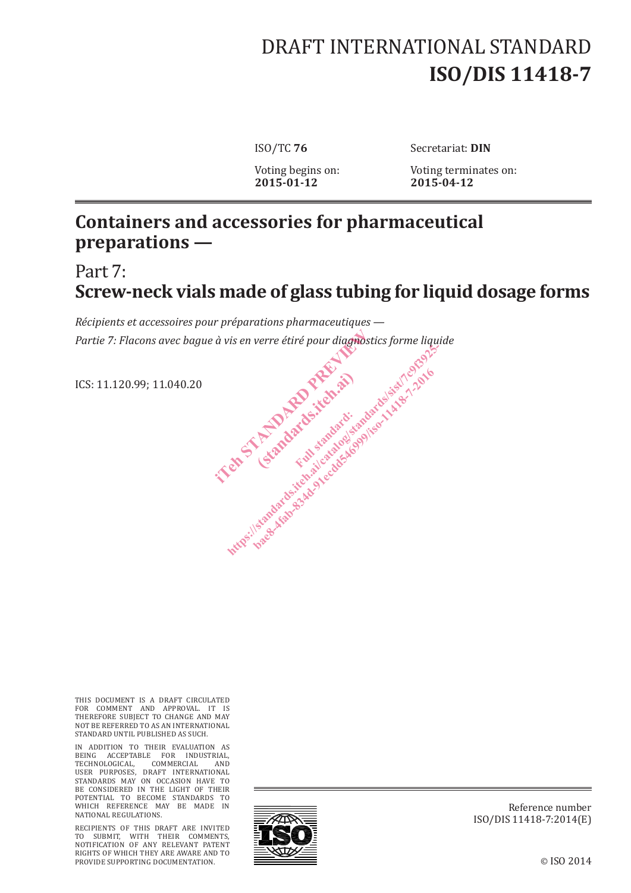# DRAFT INTERNATIONAL STANDARD
# ISO/DIS 11418-7

ISO/TC **76** Secretariat: **DIN**

Voting begins on: **2015-01-12** Voting terminates on: **2015-04-12**

# Containers and accessories for pharmaceutical preparations —

## Part 7:
## Screw-neck vials made of glass tubing for liquid dosage forms

*Récipients et accessoires pour préparations pharmaceutiques —*
*Partie 7: Flacons avec bague à vis en verre étiré pour diagnostics forme liquide*

ICS: 11.120.99; 11.040.20

THIS DOCUMENT IS A DRAFT CIRCULATED FOR COMMENT AND APPROVAL. IT IS THEREFORE SUBJECT TO CHANGE AND MAY NOT BE REFERRED TO AS AN INTERNATIONAL STANDARD UNTIL PUBLISHED AS SUCH.

IN ADDITION TO THEIR EVALUATION AS BEING ACCEPTABLE FOR INDUSTRIAL, TECHNOLOGICAL, COMMERCIAL AND USER PURPOSES, DRAFT INTERNATIONAL STANDARDS MAY ON OCCASION HAVE TO BE CONSIDERED IN THE LIGHT OF THEIR POTENTIAL TO BECOME STANDARDS TO WHICH REFERENCE MAY BE MADE IN NATIONAL REGULATIONS.

RECIPIENTS OF THIS DRAFT ARE INVITED TO SUBMIT, WITH THEIR COMMENTS, NOTIFICATION OF ANY RELEVANT PATENT RIGHTS OF WHICH THEY ARE AWARE AND TO PROVIDE SUPPORTING DOCUMENTATION.

Reference number
ISO/DIS 11418-7:2014(E)

© ISO 2014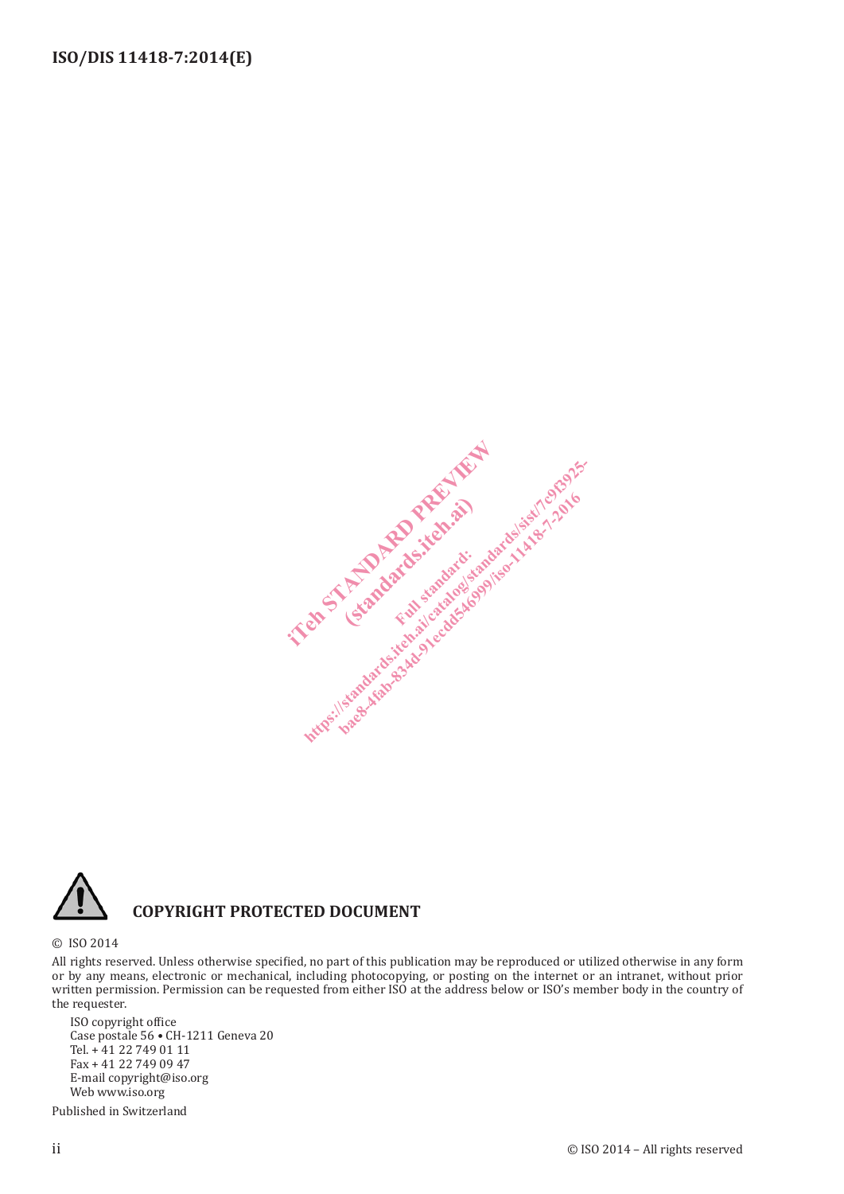**COPYRIGHT PROTECTED DOCUMENT**

© ISO 2014

All rights reserved. Unless otherwise specified, no part of this publication may be reproduced or utilized otherwise in any form or by any means, electronic or mechanical, including photocopying, or posting on the internet or an intranet, without prior written permission. Permission can be requested from either ISO at the address below or ISO's member body in the country of the requester.

ISO copyright office
Case postale 56 • CH-1211 Geneva 20
Tel. + 41 22 749 01 11
Fax + 41 22 749 09 47
E-mail copyright@iso.org
Web www.iso.org

Published in Switzerland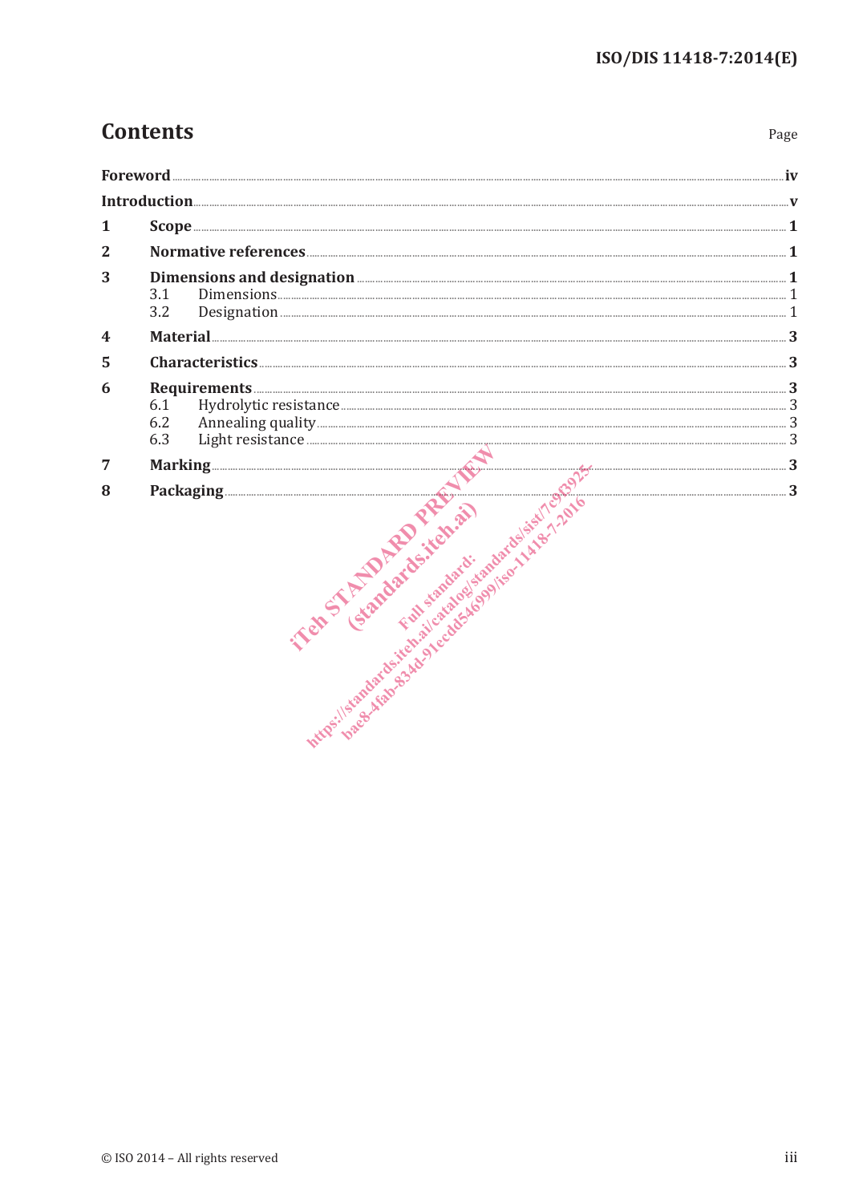# Contents

Page

**Foreword** ..... iv

**Introduction** ..... v

**1 Scope** ..... 1

**2 Normative references** ..... 1

**3 Dimensions and designation** ..... 1
- 3.1 Dimensions ..... 1
- 3.2 Designation ..... 1

**4 Material** ..... 3

**5 Characteristics** ..... 3

**6 Requirements** ..... 3
- 6.1 Hydrolytic resistance ..... 3
- 6.2 Annealing quality ..... 3
- 6.3 Light resistance ..... 3

**7 Marking** ..... 3

**8 Packaging** ..... 3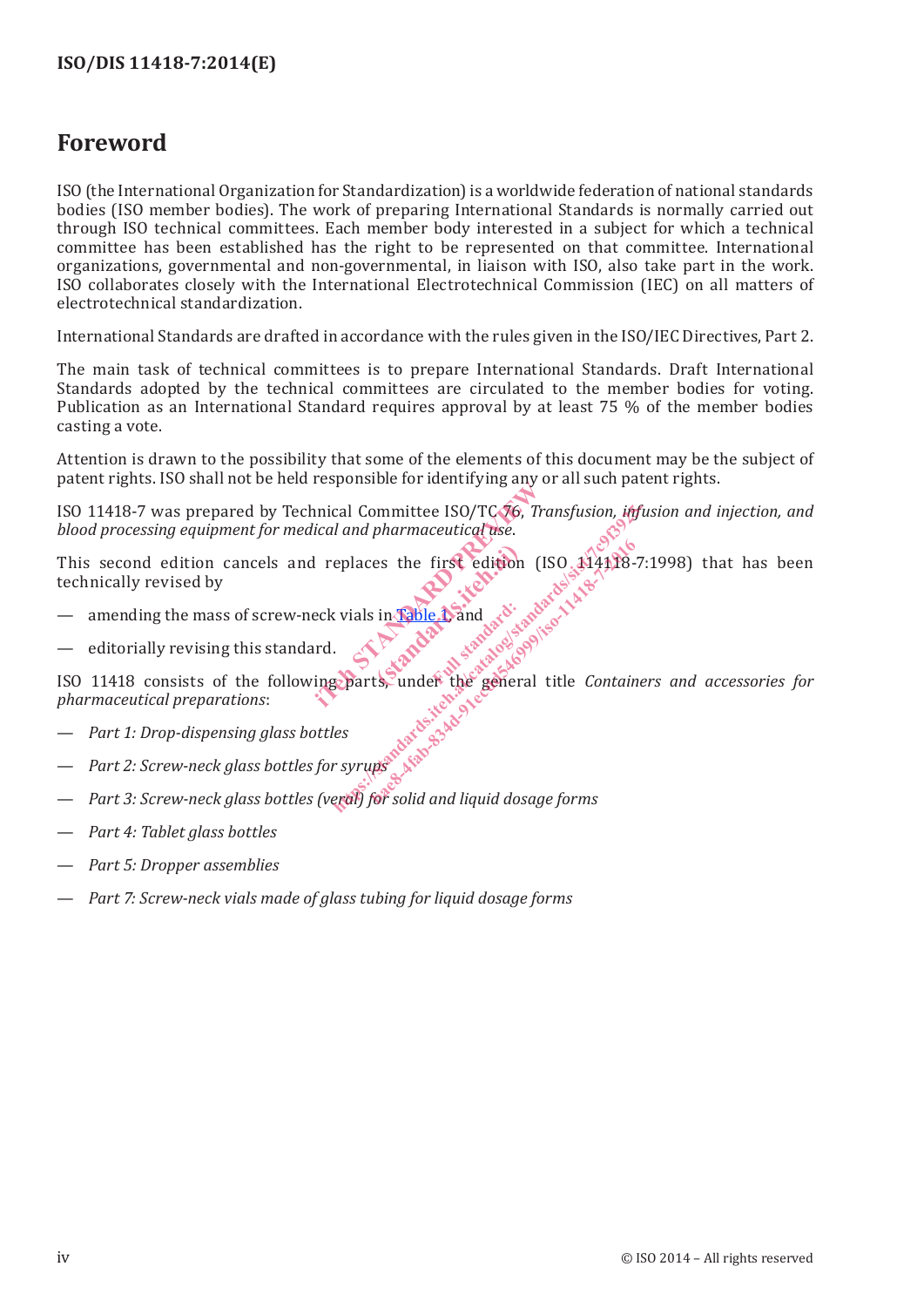# Foreword

ISO (the International Organization for Standardization) is a worldwide federation of national standards bodies (ISO member bodies). The work of preparing International Standards is normally carried out through ISO technical committees. Each member body interested in a subject for which a technical committee has been established has the right to be represented on that committee. International organizations, governmental and non-governmental, in liaison with ISO, also take part in the work. ISO collaborates closely with the International Electrotechnical Commission (IEC) on all matters of electrotechnical standardization.

International Standards are drafted in accordance with the rules given in the ISO/IEC Directives, Part 2.

The main task of technical committees is to prepare International Standards. Draft International Standards adopted by the technical committees are circulated to the member bodies for voting. Publication as an International Standard requires approval by at least 75 % of the member bodies casting a vote.

Attention is drawn to the possibility that some of the elements of this document may be the subject of patent rights. ISO shall not be held responsible for identifying any or all such patent rights.

ISO 11418-7 was prepared by Technical Committee ISO/TC 76, *Transfusion, infusion and injection, and blood processing equipment for medical and pharmaceutical use*.

This second edition cancels and replaces the first edition (ISO 11418-7:1998) that has been technically revised by

— amending the mass of screw-neck vials in Table 1, and

— editorially revising this standard.

ISO 11418 consists of the following parts, under the general title *Containers and accessories for pharmaceutical preparations*:

— *Part 1: Drop-dispensing glass bottles*

— *Part 2: Screw-neck glass bottles for syrups*

— *Part 3: Screw-neck glass bottles (veral) for solid and liquid dosage forms*

— *Part 4: Tablet glass bottles*

— *Part 5: Dropper assemblies*

— *Part 7: Screw-neck vials made of glass tubing for liquid dosage forms*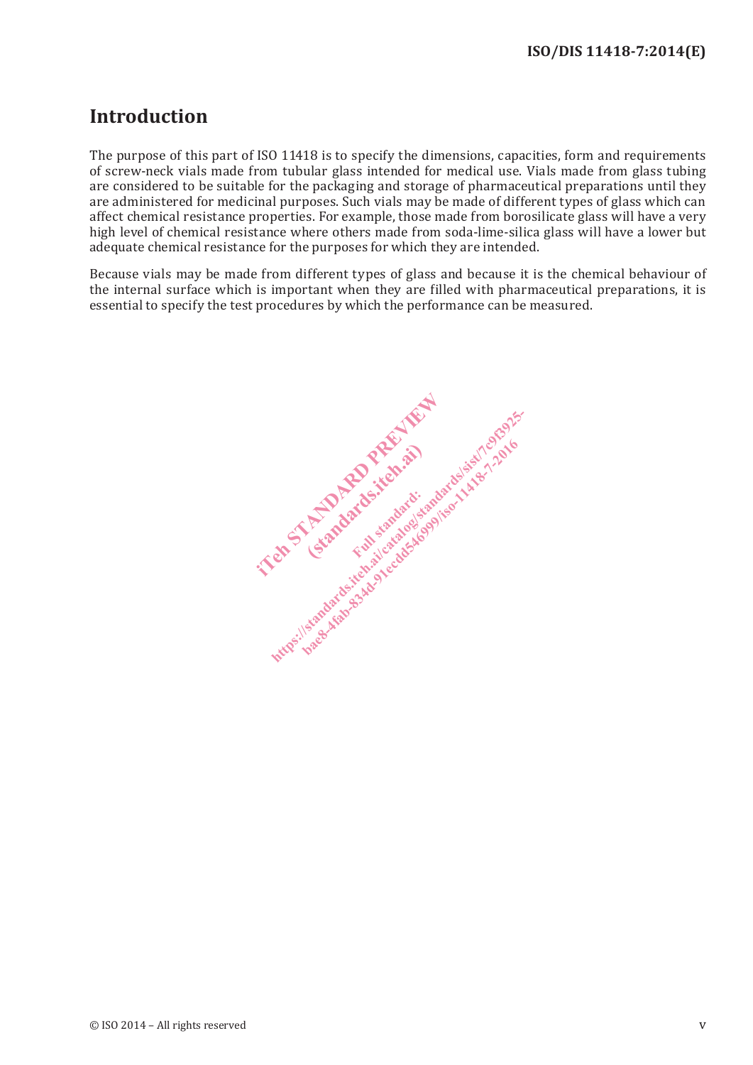## Introduction

The purpose of this part of ISO 11418 is to specify the dimensions, capacities, form and requirements of screw-neck vials made from tubular glass intended for medical use. Vials made from glass tubing are considered to be suitable for the packaging and storage of pharmaceutical preparations until they are administered for medicinal purposes. Such vials may be made of different types of glass which can affect chemical resistance properties. For example, those made from borosilicate glass will have a very high level of chemical resistance where others made from soda-lime-silica glass will have a lower but adequate chemical resistance for the purposes for which they are intended.

Because vials may be made from different types of glass and because it is the chemical behaviour of the internal surface which is important when they are filled with pharmaceutical preparations, it is essential to specify the test procedures by which the performance can be measured.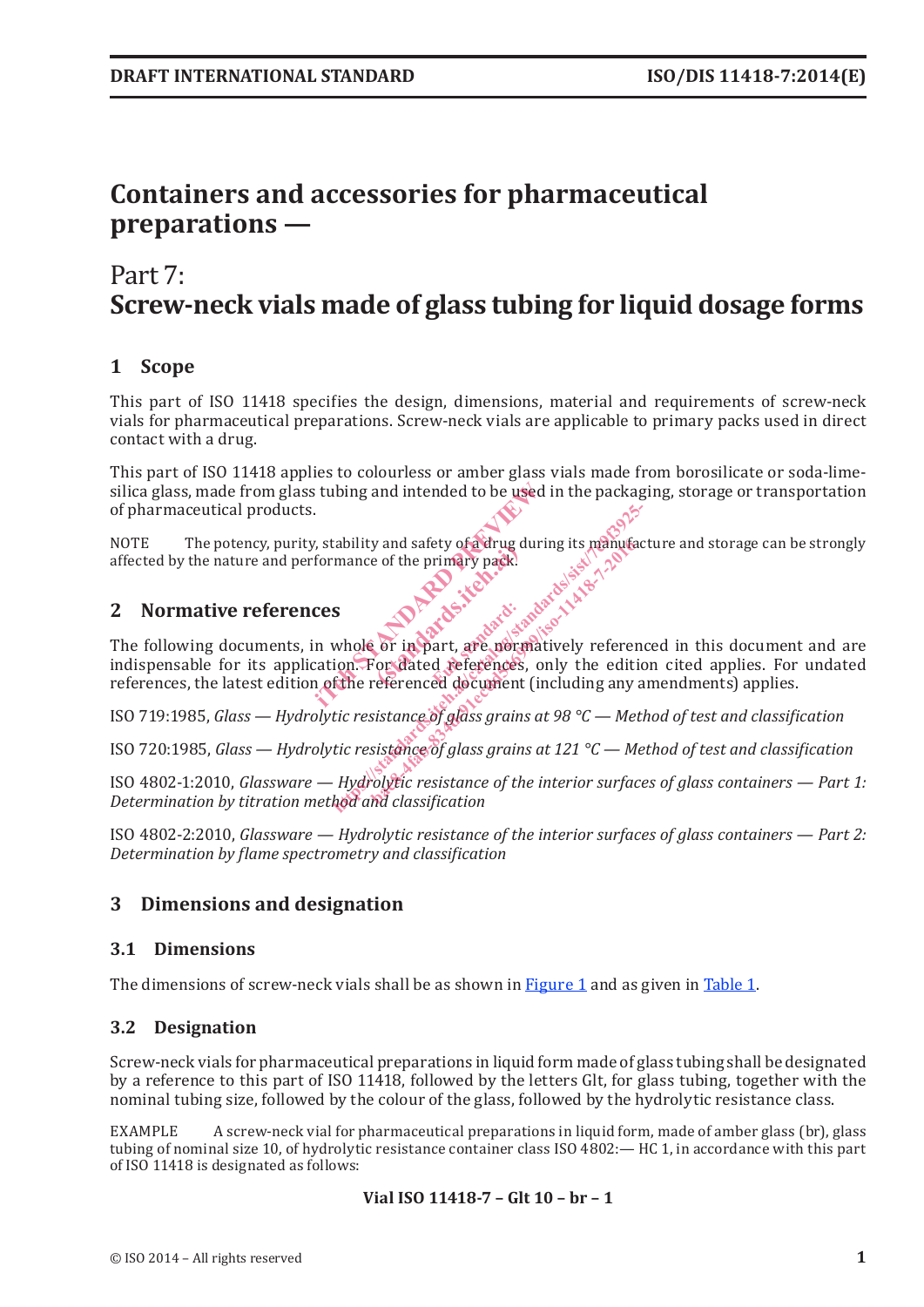# Containers and accessories for pharmaceutical preparations —

## Part 7: Screw-neck vials made of glass tubing for liquid dosage forms

## 1 Scope

This part of ISO 11418 specifies the design, dimensions, material and requirements of screw-neck vials for pharmaceutical preparations. Screw-neck vials are applicable to primary packs used in direct contact with a drug.

This part of ISO 11418 applies to colourless or amber glass vials made from borosilicate or soda-lime-silica glass, made from glass tubing and intended to be used in the packaging, storage or transportation of pharmaceutical products.

NOTE The potency, purity, stability and safety of a drug during its manufacture and storage can be strongly affected by the nature and performance of the primary pack.

## 2 Normative references

The following documents, in whole or in part, are normatively referenced in this document and are indispensable for its application. For dated references, only the edition cited applies. For undated references, the latest edition of the referenced document (including any amendments) applies.

ISO 719:1985, *Glass — Hydrolytic resistance of glass grains at 98 °C — Method of test and classification*

ISO 720:1985, *Glass — Hydrolytic resistance of glass grains at 121 °C — Method of test and classification*

ISO 4802-1:2010, *Glassware — Hydrolytic resistance of the interior surfaces of glass containers — Part 1: Determination by titration method and classification*

ISO 4802-2:2010, *Glassware — Hydrolytic resistance of the interior surfaces of glass containers — Part 2: Determination by flame spectrometry and classification*

## 3 Dimensions and designation

### 3.1 Dimensions

The dimensions of screw-neck vials shall be as shown in Figure 1 and as given in Table 1.

### 3.2 Designation

Screw-neck vials for pharmaceutical preparations in liquid form made of glass tubing shall be designated by a reference to this part of ISO 11418, followed by the letters Glt, for glass tubing, together with the nominal tubing size, followed by the colour of the glass, followed by the hydrolytic resistance class.

EXAMPLE A screw-neck vial for pharmaceutical preparations in liquid form, made of amber glass (br), glass tubing of nominal size 10, of hydrolytic resistance container class ISO 4802:— HC 1, in accordance with this part of ISO 11418 is designated as follows:

**Vial ISO 11418-7 – Glt 10 – br – 1**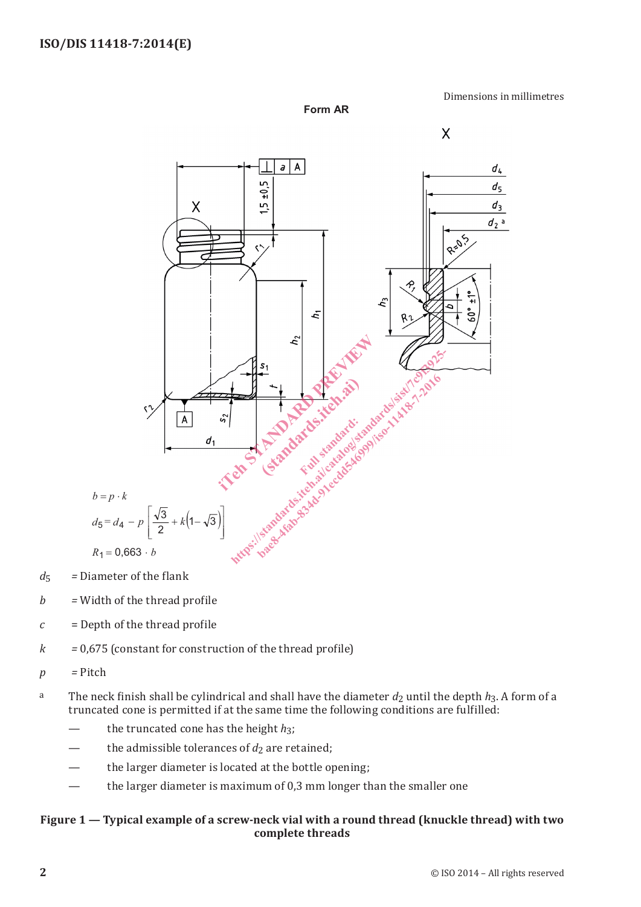Dimensions in millimetres

Form AR

$$b = p \cdot k$$

$$d_5 = d_4 - p\left[\frac{\sqrt{3}}{2} + k\left(1 - \sqrt{3}\right)\right]$$

$$R_1 = 0{,}663 \cdot b$$

$d_5$ = Diameter of the flank

$b$ = Width of the thread profile

$c$ = Depth of the thread profile

$k$ = 0,675 (constant for construction of the thread profile)

$p$ = Pitch

[a] The neck finish shall be cylindrical and shall have the diameter $d_2$ until the depth $h_3$. A form of a truncated cone is permitted if at the same time the following conditions are fulfilled:

- the truncated cone has the height $h_3$;
- the admissible tolerances of $d_2$ are retained;
- the larger diameter is located at the bottle opening;
- the larger diameter is maximum of 0,3 mm longer than the smaller one

**Figure 1 — Typical example of a screw-neck vial with a round thread (knuckle thread) with two complete threads**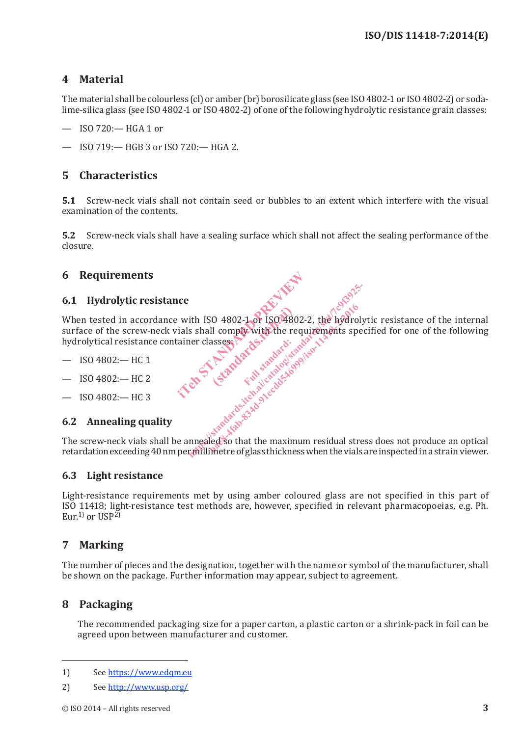## 4 Material

The material shall be colourless (cl) or amber (br) borosilicate glass (see ISO 4802-1 or ISO 4802-2) or soda-lime-silica glass (see ISO 4802-1 or ISO 4802-2) of one of the following hydrolytic resistance grain classes:

— ISO 720:— HGA 1 or

— ISO 719:— HGB 3 or ISO 720:— HGA 2.

## 5 Characteristics

**5.1** Screw-neck vials shall not contain seed or bubbles to an extent which interfere with the visual examination of the contents.

**5.2** Screw-neck vials shall have a sealing surface which shall not affect the sealing performance of the closure.

## 6 Requirements

### 6.1 Hydrolytic resistance

When tested in accordance with ISO 4802-1 or ISO 4802-2, the hydrolytic resistance of the internal surface of the screw-neck vials shall comply with the requirements specified for one of the following hydrolytical resistance container classes:

— ISO 4802:— HC 1

— ISO 4802:— HC 2

— ISO 4802:— HC 3

### 6.2 Annealing quality

The screw-neck vials shall be annealed so that the maximum residual stress does not produce an optical retardation exceeding 40 nm per millimetre of glass thickness when the vials are inspected in a strain viewer.

### 6.3 Light resistance

Light-resistance requirements met by using amber coloured glass are not specified in this part of ISO 11418; light-resistance test methods are, however, specified in relevant pharmacopoeias, e.g. Ph. Eur.[1] or USP[2]

## 7 Marking

The number of pieces and the designation, together with the name or symbol of the manufacturer, shall be shown on the package. Further information may appear, subject to agreement.

## 8 Packaging

The recommended packaging size for a paper carton, a plastic carton or a shrink-pack in foil can be agreed upon between manufacturer and customer.

---

1) See https://www.edqm.eu

2) See http://www.usp.org/